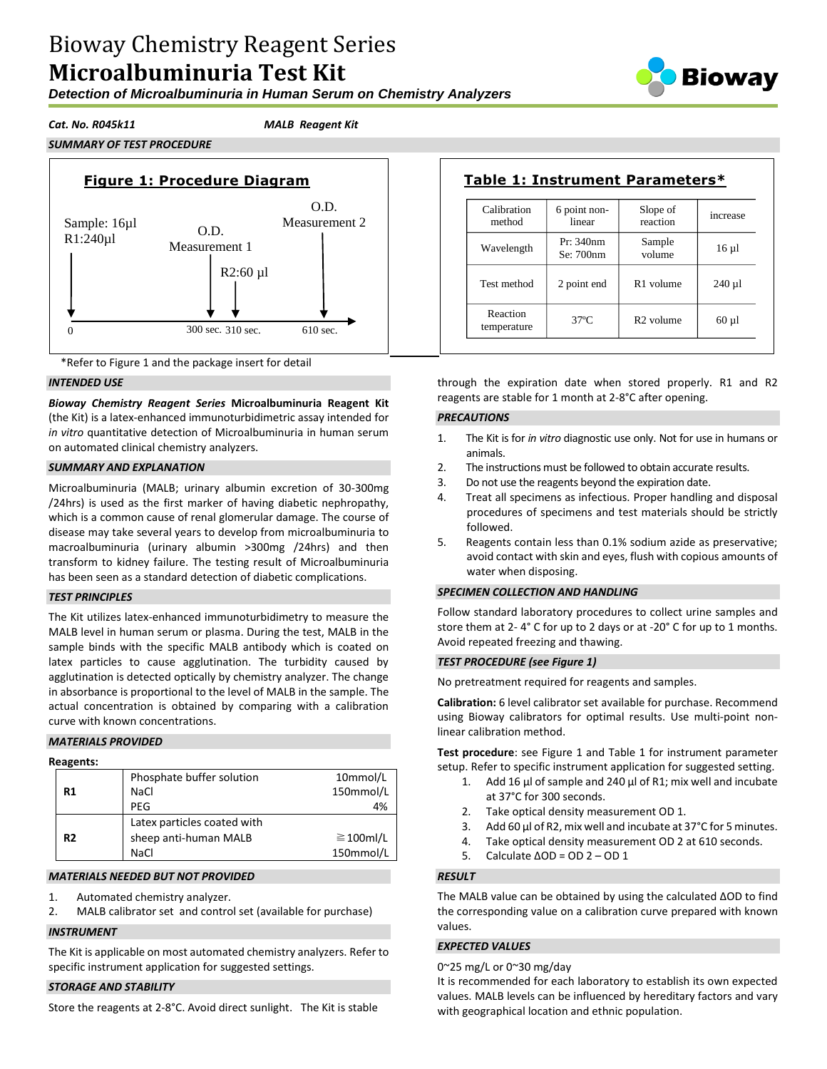# Bioway Chemistry Reagent Series

# Microalbuminuria Test Kit

***Detection of Microalbuminuria in Human Serum on Chemistry Analyzers***

*Cat. No. R045k11* *MALB Reagent Kit*

### *SUMMARY OF TEST PROCEDURE*

**Figure 1: Procedure Diagram**

Sample: 16µl
R1:240µl

0 — O.D. Measurement 1 at 300 sec. — R2:60 µl at 310 sec. — O.D. Measurement 2 at 610 sec.

\*Refer to Figure 1 and the package insert for detail

**Table 1: Instrument Parameters\***

| Calibration method | 6 point non-linear | Slope of reaction | increase |
|---|---|---|---|
| Wavelength | Pr: 340nm Se: 700nm | Sample volume | 16 µl |
| Test method | 2 point end | R1 volume | 240 µl |
| Reaction temperature | 37℃ | R2 volume | 60 µl |

### *INTENDED USE*

***Bioway Chemistry Reagent Series*** **Microalbuminuria Reagent Kit** (the Kit) is a latex-enhanced immunoturbidimetric assay intended for *in vitro* quantitative detection of Microalbuminuria in human serum on automated clinical chemistry analyzers.

### *SUMMARY AND EXPLANATION*

Microalbuminuria (MALB; urinary albumin excretion of 30-300mg /24hrs) is used as the first marker of having diabetic nephropathy, which is a common cause of renal glomerular damage. The course of disease may take several years to develop from microalbuminuria to macroalbuminuria (urinary albumin >300mg /24hrs) and then transform to kidney failure. The testing result of Microalbuminuria has been seen as a standard detection of diabetic complications.

### *TEST PRINCIPLES*

The Kit utilizes latex-enhanced immunoturbidimetry to measure the MALB level in human serum or plasma. During the test, MALB in the sample binds with the specific MALB antibody which is coated on latex particles to cause agglutination. The turbidity caused by agglutination is detected optically by chemistry analyzer. The change in absorbance is proportional to the level of MALB in the sample. The actual concentration is obtained by comparing with a calibration curve with known concentrations.

### *MATERIALS PROVIDED*

**Reagents:**

| | | |
|---|---|---|
| **R1** | Phosphate buffer solution | 10mmol/L |
| | NaCl | 150mmol/L |
| | PEG | 4% |
| **R2** | Latex particles coated with sheep anti-human MALB | ≧100ml/L |
| | NaCl | 150mmol/L |

### *MATERIALS NEEDED BUT NOT PROVIDED*

1. Automated chemistry analyzer.
2. MALB calibrator set and control set (available for purchase)

### *INSTRUMENT*

The Kit is applicable on most automated chemistry analyzers. Refer to specific instrument application for suggested settings.

### *STORAGE AND STABILITY*

Store the reagents at 2-8°C. Avoid direct sunlight. The Kit is stable through the expiration date when stored properly. R1 and R2 reagents are stable for 1 month at 2-8°C after opening.

### *PRECAUTIONS*

1. The Kit is for *in vitro* diagnostic use only. Not for use in humans or animals.
2. The instructions must be followed to obtain accurate results.
3. Do not use the reagents beyond the expiration date.
4. Treat all specimens as infectious. Proper handling and disposal procedures of specimens and test materials should be strictly followed.
5. Reagents contain less than 0.1% sodium azide as preservative; avoid contact with skin and eyes, flush with copious amounts of water when disposing.

### *SPECIMEN COLLECTION AND HANDLING*

Follow standard laboratory procedures to collect urine samples and store them at 2- 4° C for up to 2 days or at -20° C for up to 1 months. Avoid repeated freezing and thawing.

### *TEST PROCEDURE (see Figure 1)*

No pretreatment required for reagents and samples.

**Calibration:** 6 level calibrator set available for purchase. Recommend using Bioway calibrators for optimal results. Use multi-point non-linear calibration method.

**Test procedure**: see Figure 1 and Table 1 for instrument parameter setup. Refer to specific instrument application for suggested setting.

1. Add 16 µl of sample and 240 µl of R1; mix well and incubate at 37°C for 300 seconds.
2. Take optical density measurement OD 1.
3. Add 60 µl of R2, mix well and incubate at 37°C for 5 minutes.
4. Take optical density measurement OD 2 at 610 seconds.
5. Calculate ΔOD = OD 2 – OD 1

### *RESULT*

The MALB value can be obtained by using the calculated ΔOD to find the corresponding value on a calibration curve prepared with known values.

### *EXPECTED VALUES*

0~25 mg/L or 0~30 mg/day

It is recommended for each laboratory to establish its own expected values. MALB levels can be influenced by hereditary factors and vary with geographical location and ethnic population.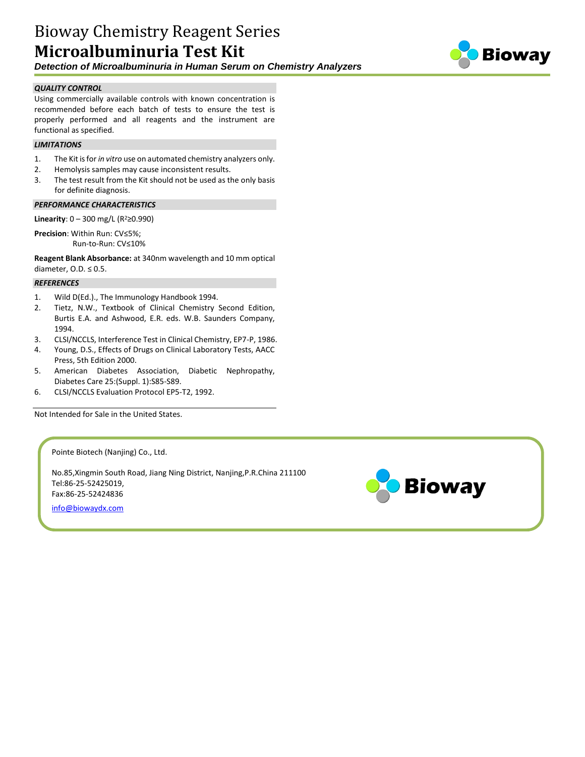# Bioway Chemistry Reagent Series

# Microalbuminuria Test Kit

***Detection of Microalbuminuria in Human Serum on Chemistry Analyzers***

### *QUALITY CONTROL*

Using commercially available controls with known concentration is recommended before each batch of tests to ensure the test is properly performed and all reagents and the instrument are functional as specified.

### *LIMITATIONS*

1. The Kit is for *in vitro* use on automated chemistry analyzers only.
2. Hemolysis samples may cause inconsistent results.
3. The test result from the Kit should not be used as the only basis for definite diagnosis.

### *PERFORMANCE CHARACTERISTICS*

**Linearity**: 0 – 300 mg/L ($R^2 \geq 0.990$)

**Precision**: Within Run: CV≤5%;
Run-to-Run: CV≤10%

**Reagent Blank Absorbance:** at 340nm wavelength and 10 mm optical diameter, O.D. ≤ 0.5.

### *REFERENCES*

1. Wild D(Ed.)., The Immunology Handbook 1994.
2. Tietz, N.W., Textbook of Clinical Chemistry Second Edition, Burtis E.A. and Ashwood, E.R. eds. W.B. Saunders Company, 1994.
3. CLSI/NCCLS, Interference Test in Clinical Chemistry, EP7-P, 1986.
4. Young, D.S., Effects of Drugs on Clinical Laboratory Tests, AACC Press, 5th Edition 2000.
5. American Diabetes Association, Diabetic Nephropathy, Diabetes Care 25:(Suppl. 1):S85-S89.
6. CLSI/NCCLS Evaluation Protocol EP5-T2, 1992.

---

Not Intended for Sale in the United States.

Pointe Biotech (Nanjing) Co., Ltd.

No.85,Xingmin South Road, Jiang Ning District, Nanjing,P.R.China 211100
Tel:86-25-52425019,
Fax:86-25-52424836

info@biowaydx.com

Bioway